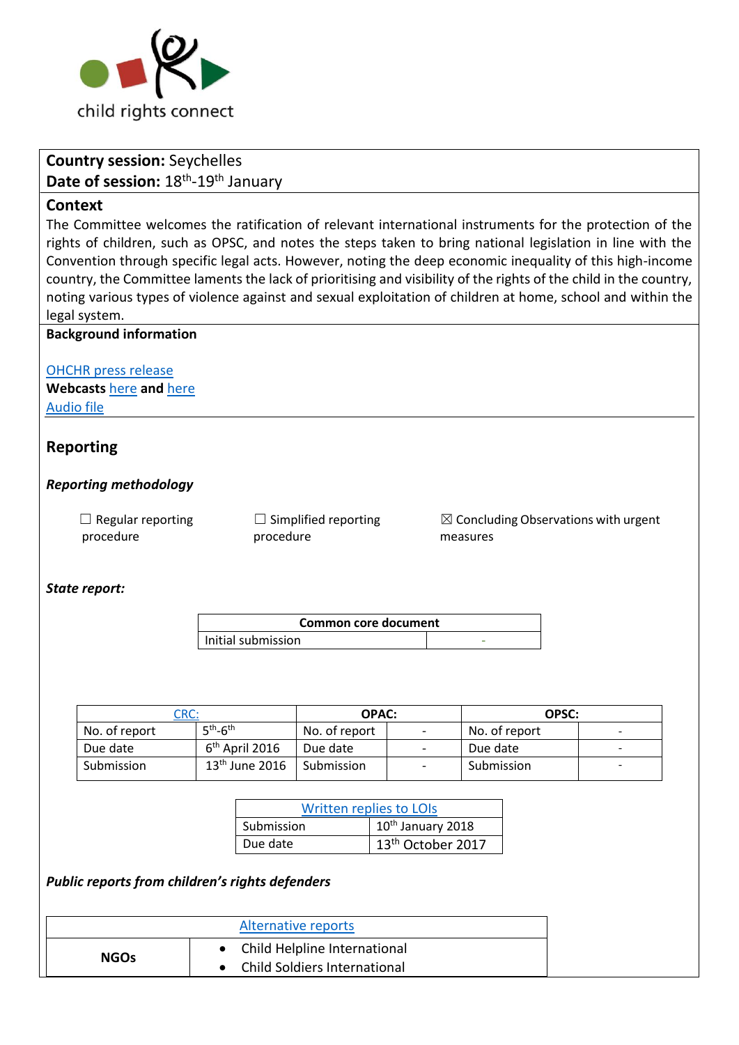child rights connect

**Country session:** Seychelles
**Date of session:** 18th-19th January

## Context

The Committee welcomes the ratification of relevant international instruments for the protection of the rights of children, such as OPSC, and notes the steps taken to bring national legislation in line with the Convention through specific legal acts. However, noting the deep economic inequality of this high-income country, the Committee laments the lack of prioritising and visibility of the rights of the child in the country, noting various types of violence against and sexual exploitation of children at home, school and within the legal system.

**Background information**

OHCHR press release
**Webcasts** here **and** here
Audio file

## Reporting

### *Reporting methodology*

☐ Regular reporting procedure

☐ Simplified reporting procedure

☒ Concluding Observations with urgent measures

### *State report:*

| Common core document | |
|---|---|
| Initial submission | - |

| CRC: | | OPAC: | | OPSC: | |
|---|---|---|---|---|---|
| No. of report | 5th-6th | No. of report | - | No. of report | - |
| Due date | 6th April 2016 | Due date | - | Due date | - |
| Submission | 13th June 2016 | Submission | - | Submission | - |

| Written replies to LOIs | |
|---|---|
| Submission | 10th January 2018 |
| Due date | 13th October 2017 |

### *Public reports from children's rights defenders*

| Alternative reports | |
|---|---|
| **NGOs** | • Child Helpline International<br>• Child Soldiers International |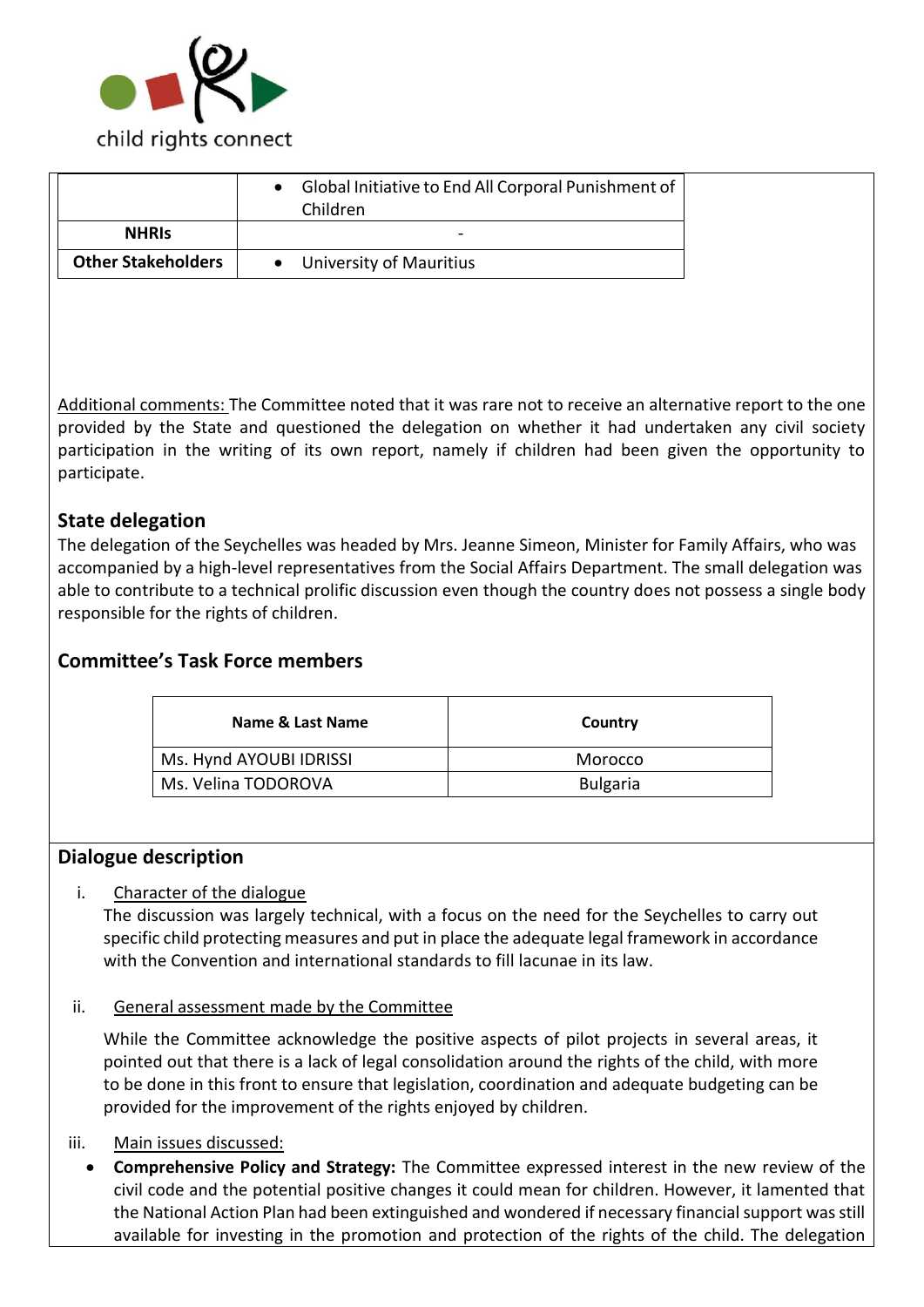| | |
|---|---|
| | • Global Initiative to End All Corporal Punishment of Children |
| **NHRIs** | - |
| **Other Stakeholders** | • University of Mauritius |

Additional comments: The Committee noted that it was rare not to receive an alternative report to the one provided by the State and questioned the delegation on whether it had undertaken any civil society participation in the writing of its own report, namely if children had been given the opportunity to participate.

## State delegation

The delegation of the Seychelles was headed by Mrs. Jeanne Simeon, Minister for Family Affairs, who was accompanied by a high-level representatives from the Social Affairs Department. The small delegation was able to contribute to a technical prolific discussion even though the country does not possess a single body responsible for the rights of children.

## Committee's Task Force members

| Name & Last Name | Country |
|---|---|
| Ms. Hynd AYOUBI IDRISSI | Morocco |
| Ms. Velina TODOROVA | Bulgaria |

## Dialogue description

i. Character of the dialogue

The discussion was largely technical, with a focus on the need for the Seychelles to carry out specific child protecting measures and put in place the adequate legal framework in accordance with the Convention and international standards to fill lacunae in its law.

ii. General assessment made by the Committee

While the Committee acknowledge the positive aspects of pilot projects in several areas, it pointed out that there is a lack of legal consolidation around the rights of the child, with more to be done in this front to ensure that legislation, coordination and adequate budgeting can be provided for the improvement of the rights enjoyed by children.

iii. Main issues discussed:

- **Comprehensive Policy and Strategy:** The Committee expressed interest in the new review of the civil code and the potential positive changes it could mean for children. However, it lamented that the National Action Plan had been extinguished and wondered if necessary financial support was still available for investing in the promotion and protection of the rights of the child. The delegation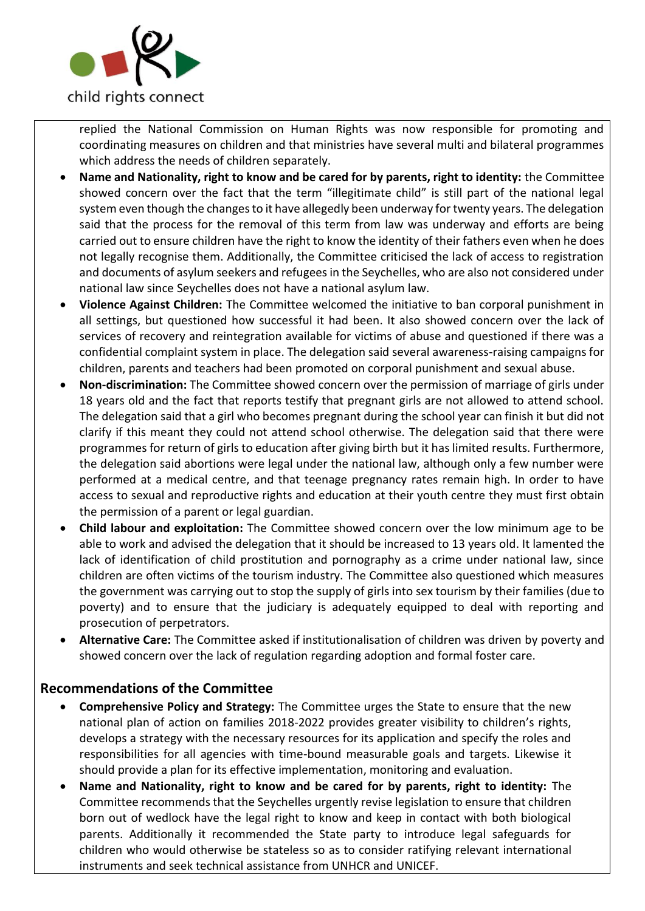replied the National Commission on Human Rights was now responsible for promoting and coordinating measures on children and that ministries have several multi and bilateral programmes which address the needs of children separately.

- **Name and Nationality, right to know and be cared for by parents, right to identity:** the Committee showed concern over the fact that the term "illegitimate child" is still part of the national legal system even though the changes to it have allegedly been underway for twenty years. The delegation said that the process for the removal of this term from law was underway and efforts are being carried out to ensure children have the right to know the identity of their fathers even when he does not legally recognise them. Additionally, the Committee criticised the lack of access to registration and documents of asylum seekers and refugees in the Seychelles, who are also not considered under national law since Seychelles does not have a national asylum law.
- **Violence Against Children:** The Committee welcomed the initiative to ban corporal punishment in all settings, but questioned how successful it had been. It also showed concern over the lack of services of recovery and reintegration available for victims of abuse and questioned if there was a confidential complaint system in place. The delegation said several awareness-raising campaigns for children, parents and teachers had been promoted on corporal punishment and sexual abuse.
- **Non-discrimination:** The Committee showed concern over the permission of marriage of girls under 18 years old and the fact that reports testify that pregnant girls are not allowed to attend school. The delegation said that a girl who becomes pregnant during the school year can finish it but did not clarify if this meant they could not attend school otherwise. The delegation said that there were programmes for return of girls to education after giving birth but it has limited results. Furthermore, the delegation said abortions were legal under the national law, although only a few number were performed at a medical centre, and that teenage pregnancy rates remain high. In order to have access to sexual and reproductive rights and education at their youth centre they must first obtain the permission of a parent or legal guardian.
- **Child labour and exploitation:** The Committee showed concern over the low minimum age to be able to work and advised the delegation that it should be increased to 13 years old. It lamented the lack of identification of child prostitution and pornography as a crime under national law, since children are often victims of the tourism industry. The Committee also questioned which measures the government was carrying out to stop the supply of girls into sex tourism by their families (due to poverty) and to ensure that the judiciary is adequately equipped to deal with reporting and prosecution of perpetrators.
- **Alternative Care:** The Committee asked if institutionalisation of children was driven by poverty and showed concern over the lack of regulation regarding adoption and formal foster care.

## Recommendations of the Committee

- **Comprehensive Policy and Strategy:** The Committee urges the State to ensure that the new national plan of action on families 2018-2022 provides greater visibility to children's rights, develops a strategy with the necessary resources for its application and specify the roles and responsibilities for all agencies with time-bound measurable goals and targets. Likewise it should provide a plan for its effective implementation, monitoring and evaluation.
- **Name and Nationality, right to know and be cared for by parents, right to identity:** The Committee recommends that the Seychelles urgently revise legislation to ensure that children born out of wedlock have the legal right to know and keep in contact with both biological parents. Additionally it recommended the State party to introduce legal safeguards for children who would otherwise be stateless so as to consider ratifying relevant international instruments and seek technical assistance from UNHCR and UNICEF.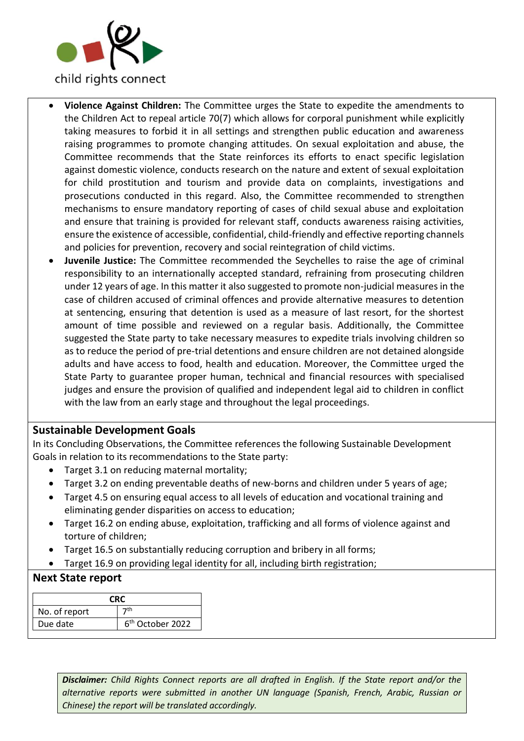- **Violence Against Children:** The Committee urges the State to expedite the amendments to the Children Act to repeal article 70(7) which allows for corporal punishment while explicitly taking measures to forbid it in all settings and strengthen public education and awareness raising programmes to promote changing attitudes. On sexual exploitation and abuse, the Committee recommends that the State reinforces its efforts to enact specific legislation against domestic violence, conducts research on the nature and extent of sexual exploitation for child prostitution and tourism and provide data on complaints, investigations and prosecutions conducted in this regard. Also, the Committee recommended to strengthen mechanisms to ensure mandatory reporting of cases of child sexual abuse and exploitation and ensure that training is provided for relevant staff, conducts awareness raising activities, ensure the existence of accessible, confidential, child-friendly and effective reporting channels and policies for prevention, recovery and social reintegration of child victims.
- **Juvenile Justice:** The Committee recommended the Seychelles to raise the age of criminal responsibility to an internationally accepted standard, refraining from prosecuting children under 12 years of age. In this matter it also suggested to promote non-judicial measures in the case of children accused of criminal offences and provide alternative measures to detention at sentencing, ensuring that detention is used as a measure of last resort, for the shortest amount of time possible and reviewed on a regular basis. Additionally, the Committee suggested the State party to take necessary measures to expedite trials involving children so as to reduce the period of pre-trial detentions and ensure children are not detained alongside adults and have access to food, health and education. Moreover, the Committee urged the State Party to guarantee proper human, technical and financial resources with specialised judges and ensure the provision of qualified and independent legal aid to children in conflict with the law from an early stage and throughout the legal proceedings.

## Sustainable Development Goals

In its Concluding Observations, the Committee references the following Sustainable Development Goals in relation to its recommendations to the State party:

- Target 3.1 on reducing maternal mortality;
- Target 3.2 on ending preventable deaths of new-borns and children under 5 years of age;
- Target 4.5 on ensuring equal access to all levels of education and vocational training and eliminating gender disparities on access to education;
- Target 16.2 on ending abuse, exploitation, trafficking and all forms of violence against and torture of children;
- Target 16.5 on substantially reducing corruption and bribery in all forms;
- Target 16.9 on providing legal identity for all, including birth registration;

## Next State report

| CRC | |
|---|---|
| No. of report | 7th |
| Due date | 6th October 2022 |

***Disclaimer:** Child Rights Connect reports are all drafted in English. If the State report and/or the alternative reports were submitted in another UN language (Spanish, French, Arabic, Russian or Chinese) the report will be translated accordingly.*